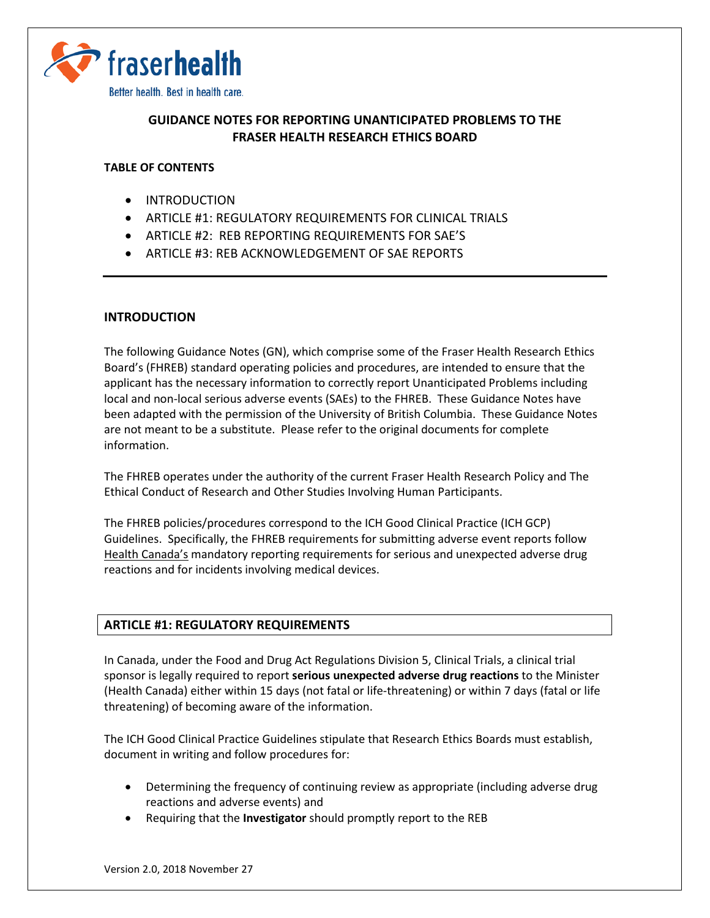fraserhealth

Better health. Best in health care.

# GUIDANCE NOTES FOR REPORTING UNANTICIPATED PROBLEMS TO THE FRASER HEALTH RESEARCH ETHICS BOARD

**TABLE OF CONTENTS**

- INTRODUCTION
- ARTICLE #1: REGULATORY REQUIREMENTS FOR CLINICAL TRIALS
- ARTICLE #2: REB REPORTING REQUIREMENTS FOR SAE'S
- ARTICLE #3: REB ACKNOWLEDGEMENT OF SAE REPORTS

---

## INTRODUCTION

The following Guidance Notes (GN), which comprise some of the Fraser Health Research Ethics Board's (FHREB) standard operating policies and procedures, are intended to ensure that the applicant has the necessary information to correctly report Unanticipated Problems including local and non-local serious adverse events (SAEs) to the FHREB. These Guidance Notes have been adapted with the permission of the University of British Columbia. These Guidance Notes are not meant to be a substitute. Please refer to the original documents for complete information.

The FHREB operates under the authority of the current Fraser Health Research Policy and The Ethical Conduct of Research and Other Studies Involving Human Participants.

The FHREB policies/procedures correspond to the ICH Good Clinical Practice (ICH GCP) Guidelines. Specifically, the FHREB requirements for submitting adverse event reports follow Health Canada's mandatory reporting requirements for serious and unexpected adverse drug reactions and for incidents involving medical devices.

## ARTICLE #1: REGULATORY REQUIREMENTS

In Canada, under the Food and Drug Act Regulations Division 5, Clinical Trials, a clinical trial sponsor is legally required to report **serious unexpected adverse drug reactions** to the Minister (Health Canada) either within 15 days (not fatal or life-threatening) or within 7 days (fatal or life threatening) of becoming aware of the information.

The ICH Good Clinical Practice Guidelines stipulate that Research Ethics Boards must establish, document in writing and follow procedures for:

- Determining the frequency of continuing review as appropriate (including adverse drug reactions and adverse events) and
- Requiring that the **Investigator** should promptly report to the REB

Version 2.0, 2018 November 27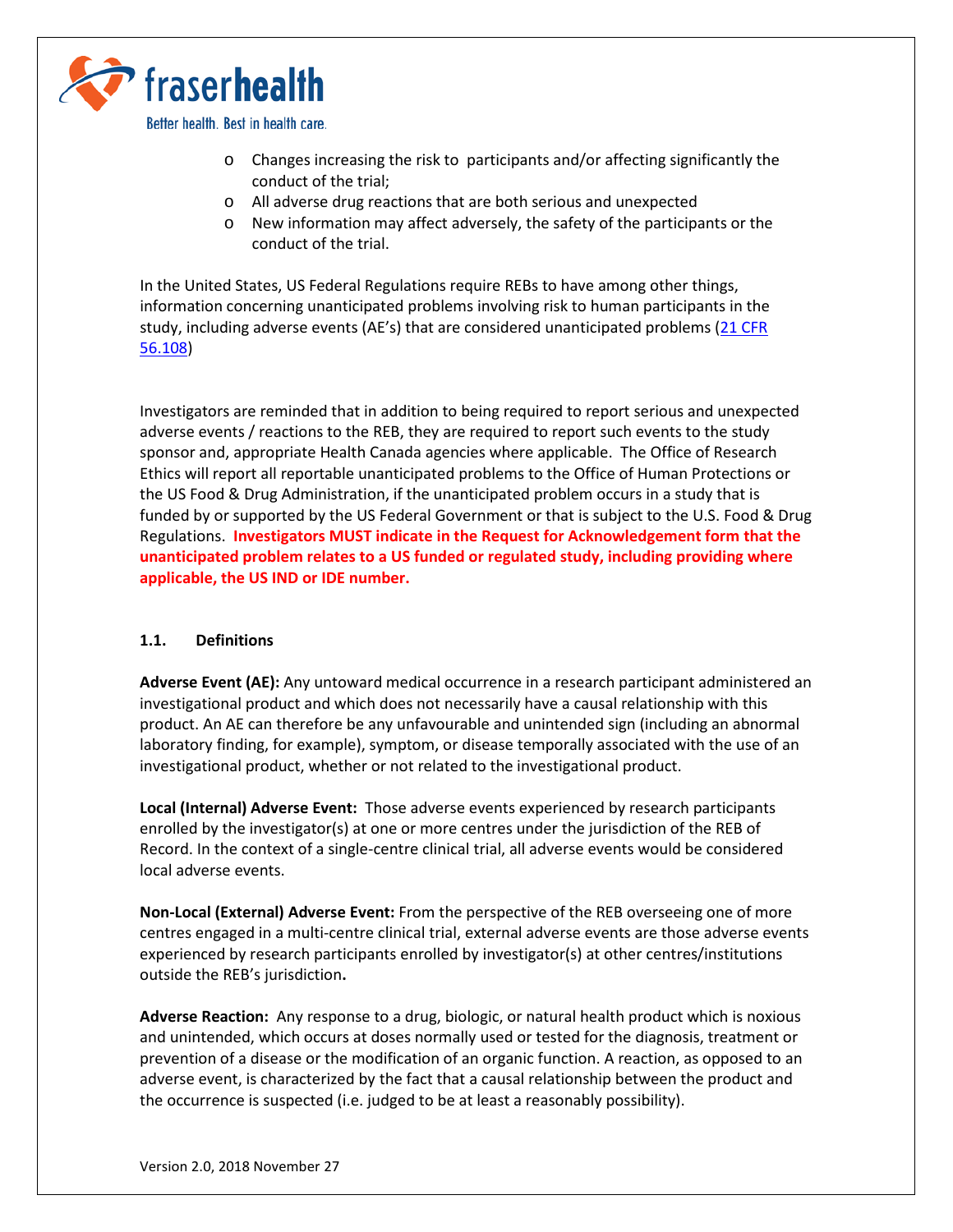- Changes increasing the risk to participants and/or affecting significantly the conduct of the trial;
- All adverse drug reactions that are both serious and unexpected
- New information may affect adversely, the safety of the participants or the conduct of the trial.

In the United States, US Federal Regulations require REBs to have among other things, information concerning unanticipated problems involving risk to human participants in the study, including adverse events (AE's) that are considered unanticipated problems ([21 CFR 56.108](21 CFR 56.108))

Investigators are reminded that in addition to being required to report serious and unexpected adverse events / reactions to the REB, they are required to report such events to the study sponsor and, appropriate Health Canada agencies where applicable. The Office of Research Ethics will report all reportable unanticipated problems to the Office of Human Protections or the US Food & Drug Administration, if the unanticipated problem occurs in a study that is funded by or supported by the US Federal Government or that is subject to the U.S. Food & Drug Regulations. **Investigators MUST indicate in the Request for Acknowledgement form that the unanticipated problem relates to a US funded or regulated study, including providing where applicable, the US IND or IDE number.**

### 1.1. Definitions

**Adverse Event (AE):** Any untoward medical occurrence in a research participant administered an investigational product and which does not necessarily have a causal relationship with this product. An AE can therefore be any unfavourable and unintended sign (including an abnormal laboratory finding, for example), symptom, or disease temporally associated with the use of an investigational product, whether or not related to the investigational product.

**Local (Internal) Adverse Event:** Those adverse events experienced by research participants enrolled by the investigator(s) at one or more centres under the jurisdiction of the REB of Record. In the context of a single-centre clinical trial, all adverse events would be considered local adverse events.

**Non-Local (External) Adverse Event:** From the perspective of the REB overseeing one of more centres engaged in a multi-centre clinical trial, external adverse events are those adverse events experienced by research participants enrolled by investigator(s) at other centres/institutions outside the REB's jurisdiction**.**

**Adverse Reaction:** Any response to a drug, biologic, or natural health product which is noxious and unintended, which occurs at doses normally used or tested for the diagnosis, treatment or prevention of a disease or the modification of an organic function. A reaction, as opposed to an adverse event, is characterized by the fact that a causal relationship between the product and the occurrence is suspected (i.e. judged to be at least a reasonably possibility).

Version 2.0, 2018 November 27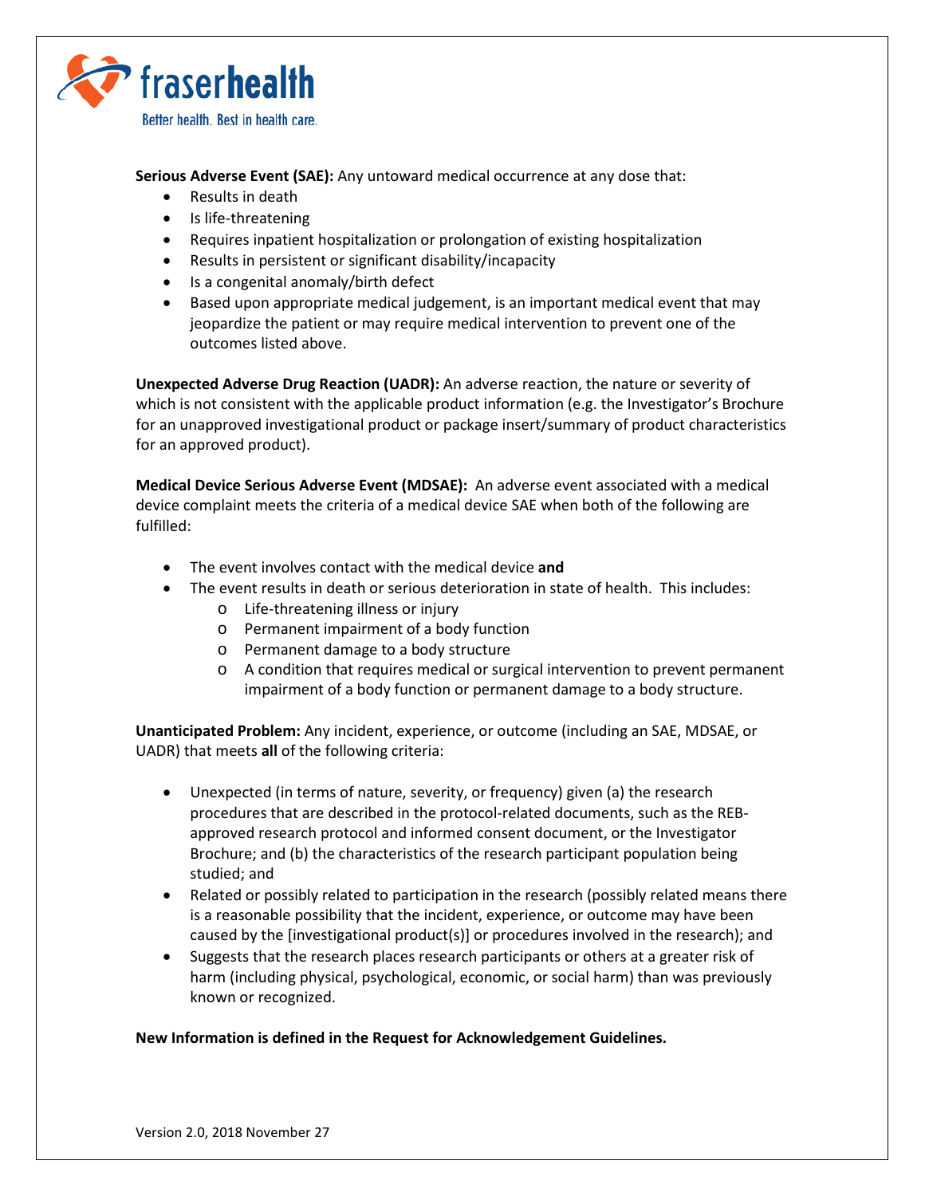**Serious Adverse Event (SAE):** Any untoward medical occurrence at any dose that:

- Results in death
- Is life-threatening
- Requires inpatient hospitalization or prolongation of existing hospitalization
- Results in persistent or significant disability/incapacity
- Is a congenital anomaly/birth defect
- Based upon appropriate medical judgement, is an important medical event that may jeopardize the patient or may require medical intervention to prevent one of the outcomes listed above.

**Unexpected Adverse Drug Reaction (UADR):** An adverse reaction, the nature or severity of which is not consistent with the applicable product information (e.g. the Investigator's Brochure for an unapproved investigational product or package insert/summary of product characteristics for an approved product).

**Medical Device Serious Adverse Event (MDSAE):** An adverse event associated with a medical device complaint meets the criteria of a medical device SAE when both of the following are fulfilled:

- The event involves contact with the medical device **and**
- The event results in death or serious deterioration in state of health. This includes:
    - Life-threatening illness or injury
    - Permanent impairment of a body function
    - Permanent damage to a body structure
    - A condition that requires medical or surgical intervention to prevent permanent impairment of a body function or permanent damage to a body structure.

**Unanticipated Problem:** Any incident, experience, or outcome (including an SAE, MDSAE, or UADR) that meets **all** of the following criteria:

- Unexpected (in terms of nature, severity, or frequency) given (a) the research procedures that are described in the protocol-related documents, such as the REB-approved research protocol and informed consent document, or the Investigator Brochure; and (b) the characteristics of the research participant population being studied; and
- Related or possibly related to participation in the research (possibly related means there is a reasonable possibility that the incident, experience, or outcome may have been caused by the [investigational product(s)] or procedures involved in the research); and
- Suggests that the research places research participants or others at a greater risk of harm (including physical, psychological, economic, or social harm) than was previously known or recognized.

**New Information is defined in the Request for Acknowledgement Guidelines.**

Version 2.0, 2018 November 27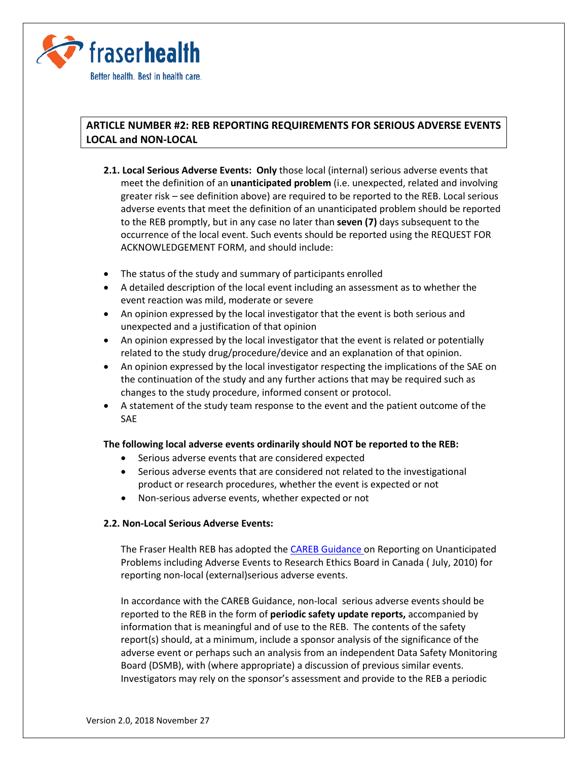## ARTICLE NUMBER #2: REB REPORTING REQUIREMENTS FOR SERIOUS ADVERSE EVENTS LOCAL and NON-LOCAL

**2.1. Local Serious Adverse Events:** **Only** those local (internal) serious adverse events that meet the definition of an **unanticipated problem** (i.e. unexpected, related and involving greater risk – see definition above) are required to be reported to the REB. Local serious adverse events that meet the definition of an unanticipated problem should be reported to the REB promptly, but in any case no later than **seven (7)** days subsequent to the occurrence of the local event. Such events should be reported using the REQUEST FOR ACKNOWLEDGEMENT FORM, and should include:

- The status of the study and summary of participants enrolled
- A detailed description of the local event including an assessment as to whether the event reaction was mild, moderate or severe
- An opinion expressed by the local investigator that the event is both serious and unexpected and a justification of that opinion
- An opinion expressed by the local investigator that the event is related or potentially related to the study drug/procedure/device and an explanation of that opinion.
- An opinion expressed by the local investigator respecting the implications of the SAE on the continuation of the study and any further actions that may be required such as changes to the study procedure, informed consent or protocol.
- A statement of the study team response to the event and the patient outcome of the SAE

**The following local adverse events ordinarily should NOT be reported to the REB:**

- Serious adverse events that are considered expected
- Serious adverse events that are considered not related to the investigational product or research procedures, whether the event is expected or not
- Non-serious adverse events, whether expected or not

**2.2. Non-Local Serious Adverse Events:**

The Fraser Health REB has adopted the CAREB Guidance on Reporting on Unanticipated Problems including Adverse Events to Research Ethics Board in Canada ( July, 2010) for reporting non-local (external)serious adverse events.

In accordance with the CAREB Guidance, non-local serious adverse events should be reported to the REB in the form of **periodic safety update reports,** accompanied by information that is meaningful and of use to the REB. The contents of the safety report(s) should, at a minimum, include a sponsor analysis of the significance of the adverse event or perhaps such an analysis from an independent Data Safety Monitoring Board (DSMB), with (where appropriate) a discussion of previous similar events. Investigators may rely on the sponsor's assessment and provide to the REB a periodic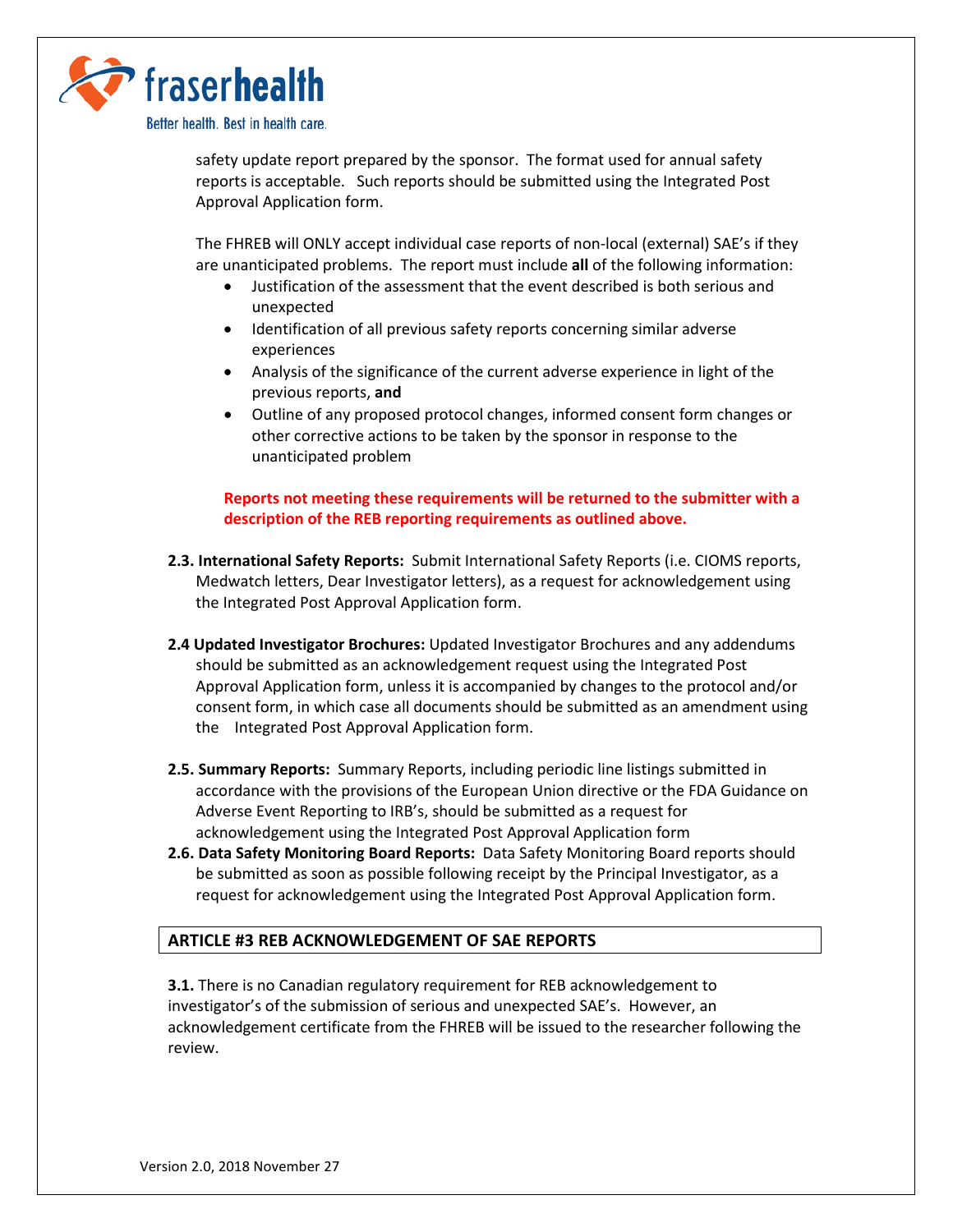safety update report prepared by the sponsor. The format used for annual safety reports is acceptable. Such reports should be submitted using the Integrated Post Approval Application form.

The FHREB will ONLY accept individual case reports of non-local (external) SAE's if they are unanticipated problems. The report must include **all** of the following information:

- Justification of the assessment that the event described is both serious and unexpected
- Identification of all previous safety reports concerning similar adverse experiences
- Analysis of the significance of the current adverse experience in light of the previous reports, **and**
- Outline of any proposed protocol changes, informed consent form changes or other corrective actions to be taken by the sponsor in response to the unanticipated problem

**Reports not meeting these requirements will be returned to the submitter with a description of the REB reporting requirements as outlined above.**

**2.3. International Safety Reports:** Submit International Safety Reports (i.e. CIOMS reports, Medwatch letters, Dear Investigator letters), as a request for acknowledgement using the Integrated Post Approval Application form.

**2.4 Updated Investigator Brochures:** Updated Investigator Brochures and any addendums should be submitted as an acknowledgement request using the Integrated Post Approval Application form, unless it is accompanied by changes to the protocol and/or consent form, in which case all documents should be submitted as an amendment using the Integrated Post Approval Application form.

**2.5. Summary Reports:** Summary Reports, including periodic line listings submitted in accordance with the provisions of the European Union directive or the FDA Guidance on Adverse Event Reporting to IRB's, should be submitted as a request for acknowledgement using the Integrated Post Approval Application form

**2.6. Data Safety Monitoring Board Reports:** Data Safety Monitoring Board reports should be submitted as soon as possible following receipt by the Principal Investigator, as a request for acknowledgement using the Integrated Post Approval Application form.

## ARTICLE #3 REB ACKNOWLEDGEMENT OF SAE REPORTS

**3.1.** There is no Canadian regulatory requirement for REB acknowledgement to investigator's of the submission of serious and unexpected SAE's. However, an acknowledgement certificate from the FHREB will be issued to the researcher following the review.

Version 2.0, 2018 November 27